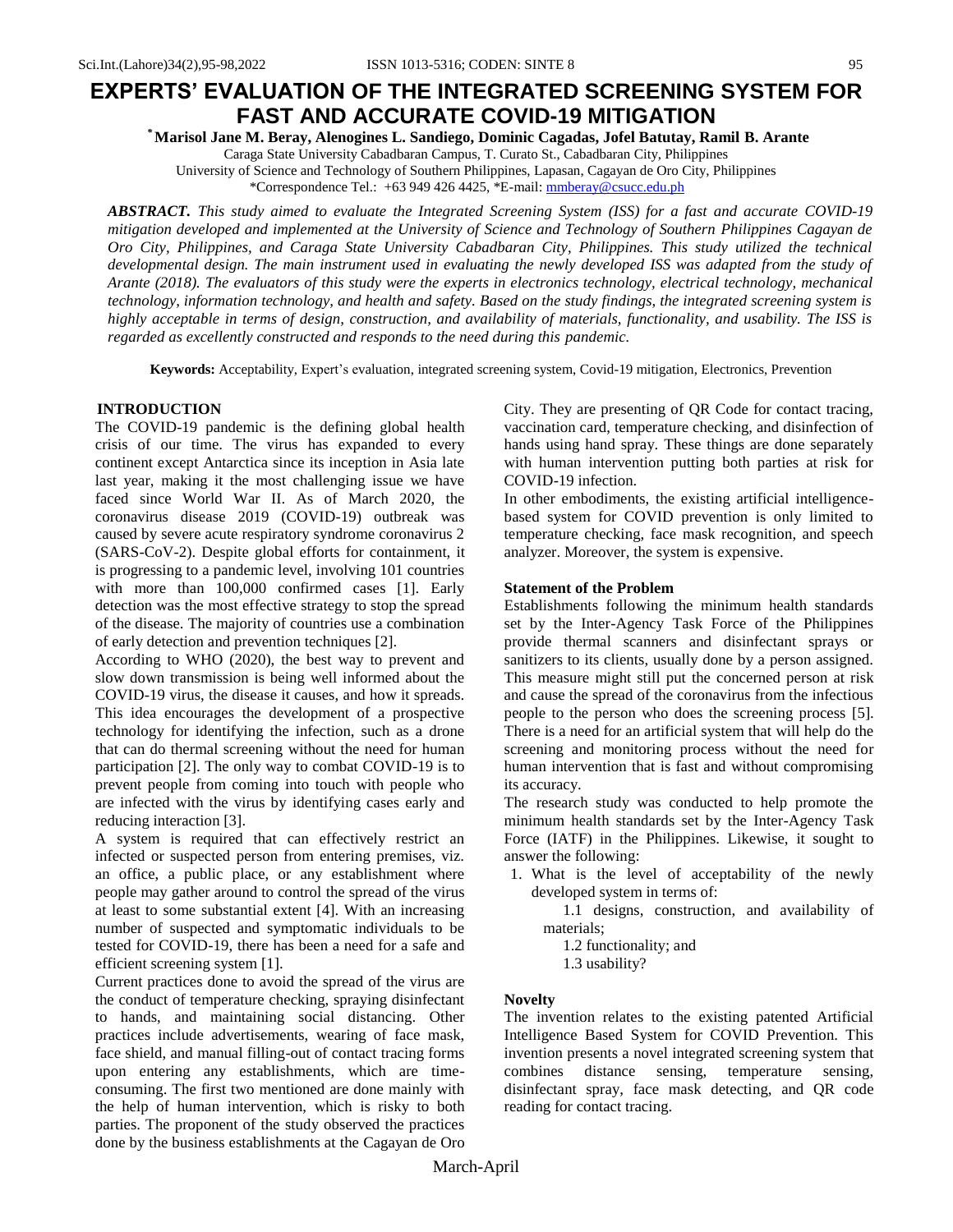# EXPERTS' EVALUATION OF THE INTEGRATED SCREENING SYSTEM FOR FAST AND ACCURATE COVID-19 MITIGATION

**[*]Marisol Jane M. Beray, Alenogines L. Sandiego, Dominic Cagadas, Jofel Batutay, Ramil B. Arante**

Caraga State University Cabadbaran Campus, T. Curato St., Cabadbaran City, Philippines
University of Science and Technology of Southern Philippines, Lapasan, Cagayan de Oro City, Philippines
*Correspondence Tel.: +63 949 426 4425, *E-mail: mmberay@csucc.edu.ph

***ABSTRACT.*** *This study aimed to evaluate the Integrated Screening System (ISS) for a fast and accurate COVID-19 mitigation developed and implemented at the University of Science and Technology of Southern Philippines Cagayan de Oro City, Philippines, and Caraga State University Cabadbaran City, Philippines. This study utilized the technical developmental design. The main instrument used in evaluating the newly developed ISS was adapted from the study of Arante (2018). The evaluators of this study were the experts in electronics technology, electrical technology, mechanical technology, information technology, and health and safety. Based on the study findings, the integrated screening system is highly acceptable in terms of design, construction, and availability of materials, functionality, and usability. The ISS is regarded as excellently constructed and responds to the need during this pandemic.*

**Keywords:** Acceptability, Expert's evaluation, integrated screening system, Covid-19 mitigation, Electronics, Prevention

## INTRODUCTION

The COVID-19 pandemic is the defining global health crisis of our time. The virus has expanded to every continent except Antarctica since its inception in Asia late last year, making it the most challenging issue we have faced since World War II. As of March 2020, the coronavirus disease 2019 (COVID-19) outbreak was caused by severe acute respiratory syndrome coronavirus 2 (SARS-CoV-2). Despite global efforts for containment, it is progressing to a pandemic level, involving 101 countries with more than 100,000 confirmed cases [1]. Early detection was the most effective strategy to stop the spread of the disease. The majority of countries use a combination of early detection and prevention techniques [2].

According to WHO (2020), the best way to prevent and slow down transmission is being well informed about the COVID-19 virus, the disease it causes, and how it spreads. This idea encourages the development of a prospective technology for identifying the infection, such as a drone that can do thermal screening without the need for human participation [2]. The only way to combat COVID-19 is to prevent people from coming into touch with people who are infected with the virus by identifying cases early and reducing interaction [3].

A system is required that can effectively restrict an infected or suspected person from entering premises, viz. an office, a public place, or any establishment where people may gather around to control the spread of the virus at least to some substantial extent [4]. With an increasing number of suspected and symptomatic individuals to be tested for COVID-19, there has been a need for a safe and efficient screening system [1].

Current practices done to avoid the spread of the virus are the conduct of temperature checking, spraying disinfectant to hands, and maintaining social distancing. Other practices include advertisements, wearing of face mask, face shield, and manual filling-out of contact tracing forms upon entering any establishments, which are time-consuming. The first two mentioned are done mainly with the help of human intervention, which is risky to both parties. The proponent of the study observed the practices done by the business establishments at the Cagayan de Oro City. They are presenting of QR Code for contact tracing, vaccination card, temperature checking, and disinfection of hands using hand spray. These things are done separately with human intervention putting both parties at risk for COVID-19 infection.

In other embodiments, the existing artificial intelligence-based system for COVID prevention is only limited to temperature checking, face mask recognition, and speech analyzer. Moreover, the system is expensive.

### Statement of the Problem

Establishments following the minimum health standards set by the Inter-Agency Task Force of the Philippines provide thermal scanners and disinfectant sprays or sanitizers to its clients, usually done by a person assigned. This measure might still put the concerned person at risk and cause the spread of the coronavirus from the infectious people to the person who does the screening process [5]. There is a need for an artificial system that will help do the screening and monitoring process without the need for human intervention that is fast and without compromising its accuracy.

The research study was conducted to help promote the minimum health standards set by the Inter-Agency Task Force (IATF) in the Philippines. Likewise, it sought to answer the following:

1. What is the level of acceptability of the newly developed system in terms of:
   1.1 designs, construction, and availability of materials;
   1.2 functionality; and
   1.3 usability?

### Novelty

The invention relates to the existing patented Artificial Intelligence Based System for COVID Prevention. This invention presents a novel integrated screening system that combines distance sensing, temperature sensing, disinfectant spray, face mask detecting, and QR code reading for contact tracing.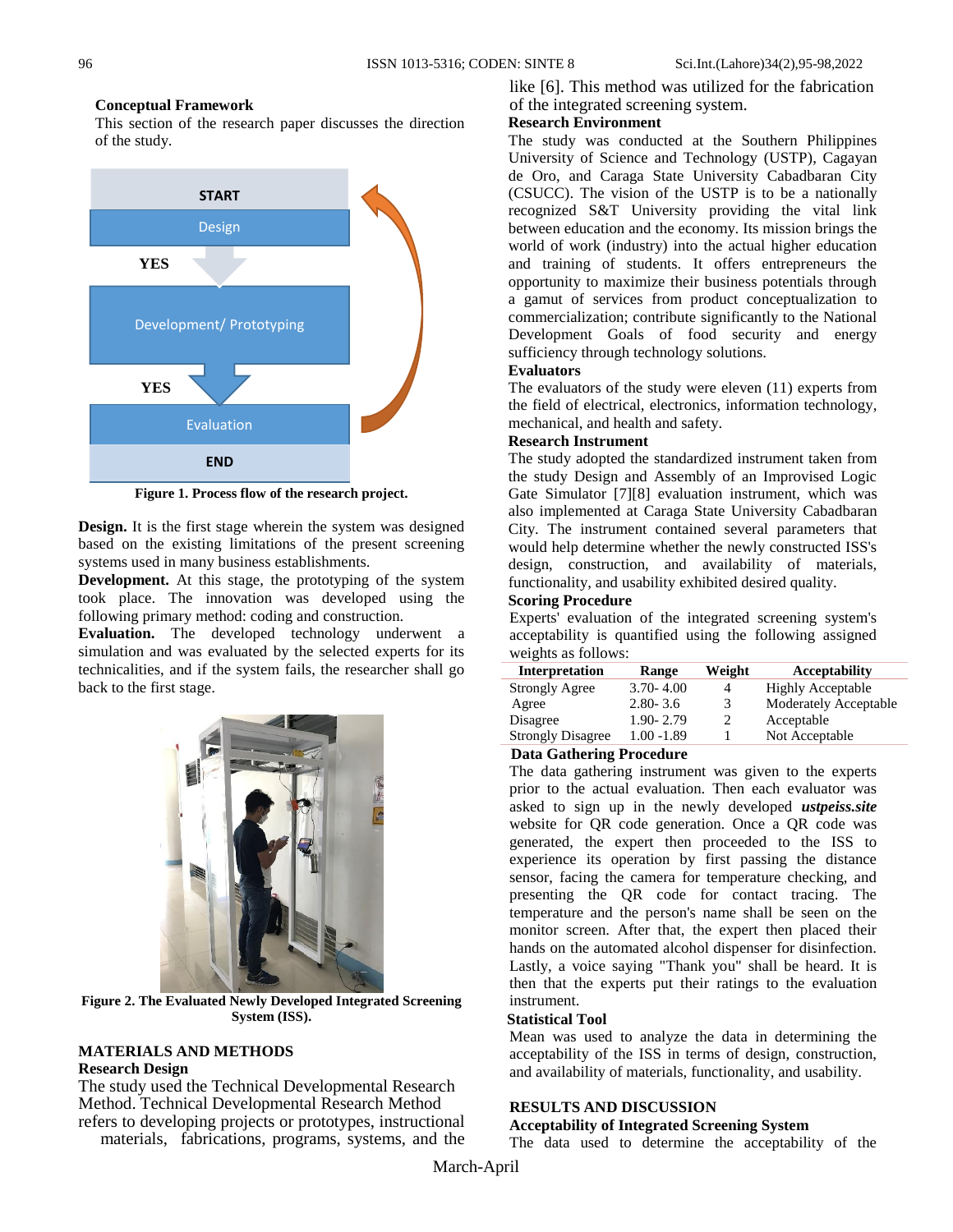### Conceptual Framework

This section of the research paper discusses the direction of the study.

Figure 1. Process flow of the research project.

**Design.** It is the first stage wherein the system was designed based on the existing limitations of the present screening systems used in many business establishments.

**Development.** At this stage, the prototyping of the system took place. The innovation was developed using the following primary method: coding and construction.

**Evaluation.** The developed technology underwent a simulation and was evaluated by the selected experts for its technicalities, and if the system fails, the researcher shall go back to the first stage.

Figure 2. The Evaluated Newly Developed Integrated Screening System (ISS).

## MATERIALS AND METHODS

### Research Design

The study used the Technical Developmental Research Method. Technical Developmental Research Method refers to developing projects or prototypes, instructional materials, fabrications, programs, systems, and the like [6]. This method was utilized for the fabrication of the integrated screening system.

### Research Environment

The study was conducted at the Southern Philippines University of Science and Technology (USTP), Cagayan de Oro, and Caraga State University Cabadbaran City (CSUCC). The vision of the USTP is to be a nationally recognized S&T University providing the vital link between education and the economy. Its mission brings the world of work (industry) into the actual higher education and training of students. It offers entrepreneurs the opportunity to maximize their business potentials through a gamut of services from product conceptualization to commercialization; contribute significantly to the National Development Goals of food security and energy sufficiency through technology solutions.

### Evaluators

The evaluators of the study were eleven (11) experts from the field of electrical, electronics, information technology, mechanical, and health and safety.

### Research Instrument

The study adopted the standardized instrument taken from the study Design and Assembly of an Improvised Logic Gate Simulator [7][8] evaluation instrument, which was also implemented at Caraga State University Cabadbaran City. The instrument contained several parameters that would help determine whether the newly constructed ISS's design, construction, and availability of materials, functionality, and usability exhibited desired quality.

### Scoring Procedure

Experts' evaluation of the integrated screening system's acceptability is quantified using the following assigned weights as follows:

| Interpretation | Range | Weight | Acceptability |
|---|---|---|---|
| Strongly Agree | 3.70- 4.00 | 4 | Highly Acceptable |
| Agree | 2.80- 3.6 | 3 | Moderately Acceptable |
| Disagree | 1.90- 2.79 | 2 | Acceptable |
| Strongly Disagree | 1.00 -1.89 | 1 | Not Acceptable |

### Data Gathering Procedure

The data gathering instrument was given to the experts prior to the actual evaluation. Then each evaluator was asked to sign up in the newly developed ***ustpeiss.site*** website for QR code generation. Once a QR code was generated, the expert then proceeded to the ISS to experience its operation by first passing the distance sensor, facing the camera for temperature checking, and presenting the QR code for contact tracing. The temperature and the person's name shall be seen on the monitor screen. After that, the expert then placed their hands on the automated alcohol dispenser for disinfection. Lastly, a voice saying "Thank you" shall be heard. It is then that the experts put their ratings to the evaluation instrument.

### Statistical Tool

Mean was used to analyze the data in determining the acceptability of the ISS in terms of design, construction, and availability of materials, functionality, and usability.

## RESULTS AND DISCUSSION

### Acceptability of Integrated Screening System

The data used to determine the acceptability of the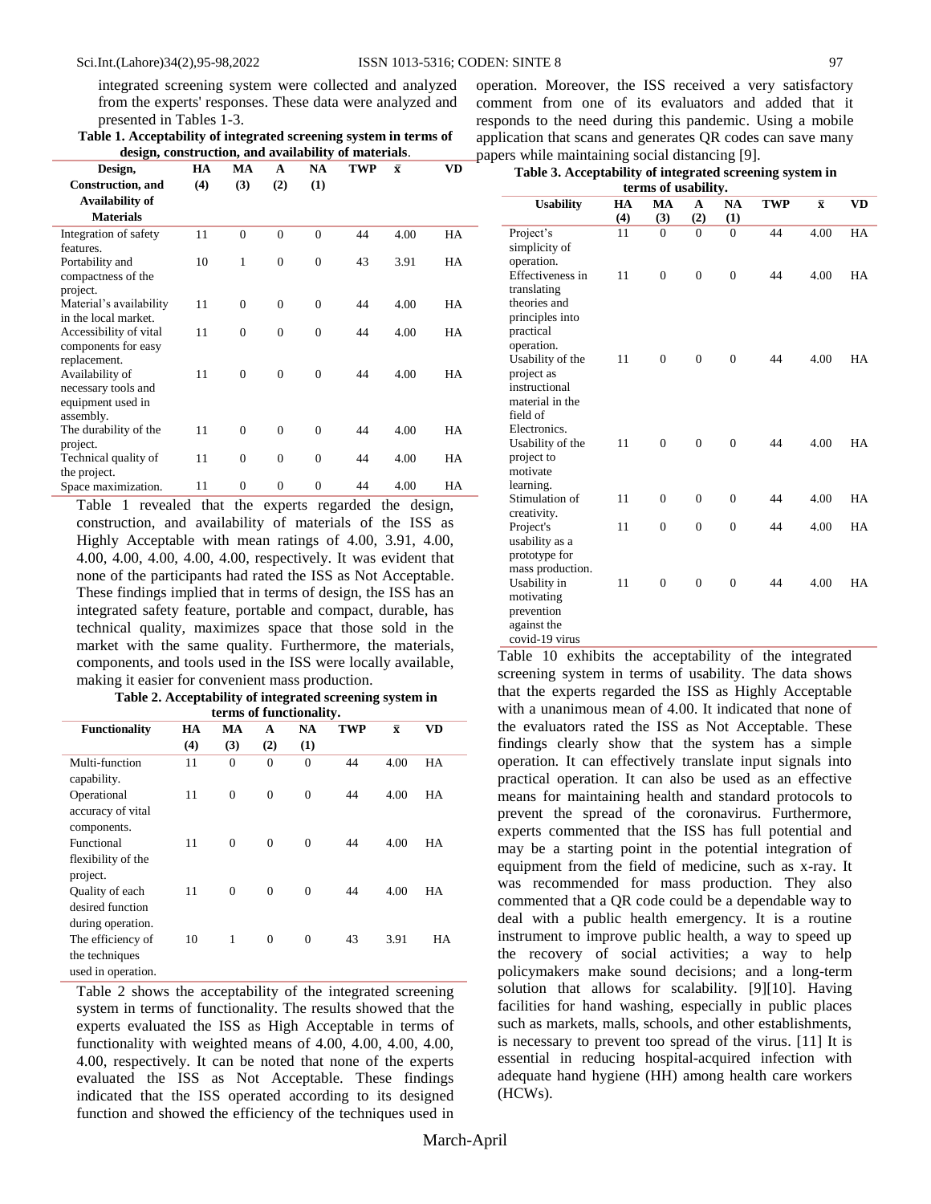integrated screening system were collected and analyzed from the experts' responses. These data were analyzed and presented in Tables 1-3.

**Table 1. Acceptability of integrated screening system in terms of design, construction, and availability of materials.**

| Design, Construction, and Availability of Materials | HA (4) | MA (3) | A (2) | NA (1) | TWP | $\bar{x}$ | VD |
|---|---|---|---|---|---|---|---|
| Integration of safety features. | 11 | 0 | 0 | 0 | 44 | 4.00 | HA |
| Portability and compactness of the project. | 10 | 1 | 0 | 0 | 43 | 3.91 | HA |
| Material's availability in the local market. | 11 | 0 | 0 | 0 | 44 | 4.00 | HA |
| Accessibility of vital components for easy replacement. | 11 | 0 | 0 | 0 | 44 | 4.00 | HA |
| Availability of necessary tools and equipment used in assembly. | 11 | 0 | 0 | 0 | 44 | 4.00 | HA |
| The durability of the project. | 11 | 0 | 0 | 0 | 44 | 4.00 | HA |
| Technical quality of the project. | 11 | 0 | 0 | 0 | 44 | 4.00 | HA |
| Space maximization. | 11 | 0 | 0 | 0 | 44 | 4.00 | HA |

Table 1 revealed that the experts regarded the design, construction, and availability of materials of the ISS as Highly Acceptable with mean ratings of 4.00, 3.91, 4.00, 4.00, 4.00, 4.00, 4.00, 4.00, respectively. It was evident that none of the participants had rated the ISS as Not Acceptable. These findings implied that in terms of design, the ISS has an integrated safety feature, portable and compact, durable, has technical quality, maximizes space that those sold in the market with the same quality. Furthermore, the materials, components, and tools used in the ISS were locally available, making it easier for convenient mass production.

**Table 2. Acceptability of integrated screening system in terms of functionality.**

| Functionality | HA (4) | MA (3) | A (2) | NA (1) | TWP | $\bar{x}$ | VD |
|---|---|---|---|---|---|---|---|
| Multi-function capability. | 11 | 0 | 0 | 0 | 44 | 4.00 | HA |
| Operational accuracy of vital components. | 11 | 0 | 0 | 0 | 44 | 4.00 | HA |
| Functional flexibility of the project. | 11 | 0 | 0 | 0 | 44 | 4.00 | HA |
| Quality of each desired function during operation. | 11 | 0 | 0 | 0 | 44 | 4.00 | HA |
| The efficiency of the techniques used in operation. | 10 | 1 | 0 | 0 | 43 | 3.91 | HA |

Table 2 shows the acceptability of the integrated screening system in terms of functionality. The results showed that the experts evaluated the ISS as High Acceptable in terms of functionality with weighted means of 4.00, 4.00, 4.00, 4.00, 4.00, respectively. It can be noted that none of the experts evaluated the ISS as Not Acceptable. These findings indicated that the ISS operated according to its designed function and showed the efficiency of the techniques used in operation. Moreover, the ISS received a very satisfactory comment from one of its evaluators and added that it responds to the need during this pandemic. Using a mobile application that scans and generates QR codes can save many papers while maintaining social distancing [9].

**Table 3. Acceptability of integrated screening system in terms of usability.**

| Usability | HA (4) | MA (3) | A (2) | NA (1) | TWP | $\bar{x}$ | VD |
|---|---|---|---|---|---|---|---|
| Project's simplicity of operation. | 11 | 0 | 0 | 0 | 44 | 4.00 | HA |
| Effectiveness in translating theories and principles into practical operation. | 11 | 0 | 0 | 0 | 44 | 4.00 | HA |
| Usability of the project as instructional material in the field of Electronics. | 11 | 0 | 0 | 0 | 44 | 4.00 | HA |
| Usability of the project to motivate learning. | 11 | 0 | 0 | 0 | 44 | 4.00 | HA |
| Stimulation of creativity. | 11 | 0 | 0 | 0 | 44 | 4.00 | HA |
| Project's usability as a prototype for mass production. | 11 | 0 | 0 | 0 | 44 | 4.00 | HA |
| Usability in motivating prevention against the covid-19 virus | 11 | 0 | 0 | 0 | 44 | 4.00 | HA |

Table 10 exhibits the acceptability of the integrated screening system in terms of usability. The data shows that the experts regarded the ISS as Highly Acceptable with a unanimous mean of 4.00. It indicated that none of the evaluators rated the ISS as Not Acceptable. These findings clearly show that the system has a simple operation. It can effectively translate input signals into practical operation. It can also be used as an effective means for maintaining health and standard protocols to prevent the spread of the coronavirus. Furthermore, experts commented that the ISS has full potential and may be a starting point in the potential integration of equipment from the field of medicine, such as x-ray. It was recommended for mass production. They also commented that a QR code could be a dependable way to deal with a public health emergency. It is a routine instrument to improve public health, a way to speed up the recovery of social activities; a way to help policymakers make sound decisions; and a long-term solution that allows for scalability. [9][10]. Having facilities for hand washing, especially in public places such as markets, malls, schools, and other establishments, is necessary to prevent too spread of the virus. [11] It is essential in reducing hospital-acquired infection with adequate hand hygiene (HH) among health care workers (HCWs).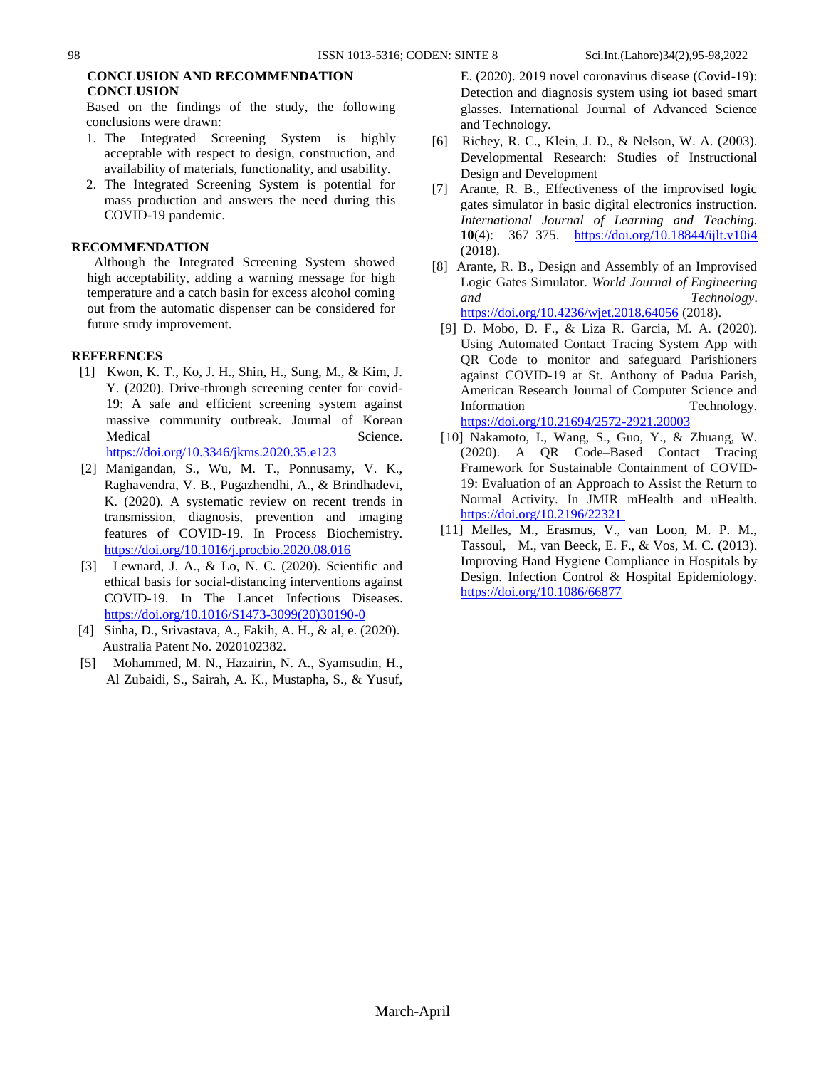## CONCLUSION AND RECOMMENDATION

### CONCLUSION

Based on the findings of the study, the following conclusions were drawn:

1. The Integrated Screening System is highly acceptable with respect to design, construction, and availability of materials, functionality, and usability.
2. The Integrated Screening System is potential for mass production and answers the need during this COVID-19 pandemic.

### RECOMMENDATION

Although the Integrated Screening System showed high acceptability, adding a warning message for high temperature and a catch basin for excess alcohol coming out from the automatic dispenser can be considered for future study improvement.

## REFERENCES

[1] Kwon, K. T., Ko, J. H., Shin, H., Sung, M., & Kim, J. Y. (2020). Drive-through screening center for covid-19: A safe and efficient screening system against massive community outbreak. Journal of Korean Medical Science. https://doi.org/10.3346/jkms.2020.35.e123

[2] Manigandan, S., Wu, M. T., Ponnusamy, V. K., Raghavendra, V. B., Pugazhendhi, A., & Brindhadevi, K. (2020). A systematic review on recent trends in transmission, diagnosis, prevention and imaging features of COVID-19. In Process Biochemistry. https://doi.org/10.1016/j.procbio.2020.08.016

[3] Lewnard, J. A., & Lo, N. C. (2020). Scientific and ethical basis for social-distancing interventions against COVID-19. In The Lancet Infectious Diseases. https://doi.org/10.1016/S1473-3099(20)30190-0

[4] Sinha, D., Srivastava, A., Fakih, A. H., & al, e. (2020). Australia Patent No. 2020102382.

[5] Mohammed, M. N., Hazairin, N. A., Syamsudin, H., Al Zubaidi, S., Sairah, A. K., Mustapha, S., & Yusuf, E. (2020). 2019 novel coronavirus disease (Covid-19): Detection and diagnosis system using iot based smart glasses. International Journal of Advanced Science and Technology.

[6] Richey, R. C., Klein, J. D., & Nelson, W. A. (2003). Developmental Research: Studies of Instructional Design and Development

[7] Arante, R. B., Effectiveness of the improvised logic gates simulator in basic digital electronics instruction. *International Journal of Learning and Teaching.* **10**(4): 367–375. https://doi.org/10.18844/ijlt.v10i4 (2018).

[8] Arante, R. B., Design and Assembly of an Improvised Logic Gates Simulator. *World Journal of Engineering and Technology*. https://doi.org/10.4236/wjet.2018.64056 (2018).

[9] D. Mobo, D. F., & Liza R. Garcia, M. A. (2020). Using Automated Contact Tracing System App with QR Code to monitor and safeguard Parishioners against COVID-19 at St. Anthony of Padua Parish, American Research Journal of Computer Science and Information Technology. https://doi.org/10.21694/2572-2921.20003

[10] Nakamoto, I., Wang, S., Guo, Y., & Zhuang, W. (2020). A QR Code–Based Contact Tracing Framework for Sustainable Containment of COVID-19: Evaluation of an Approach to Assist the Return to Normal Activity. In JMIR mHealth and uHealth. https://doi.org/10.2196/22321

[11] Melles, M., Erasmus, V., van Loon, M. P. M., Tassoul, M., van Beeck, E. F., & Vos, M. C. (2013). Improving Hand Hygiene Compliance in Hospitals by Design. Infection Control & Hospital Epidemiology. https://doi.org/10.1086/66877